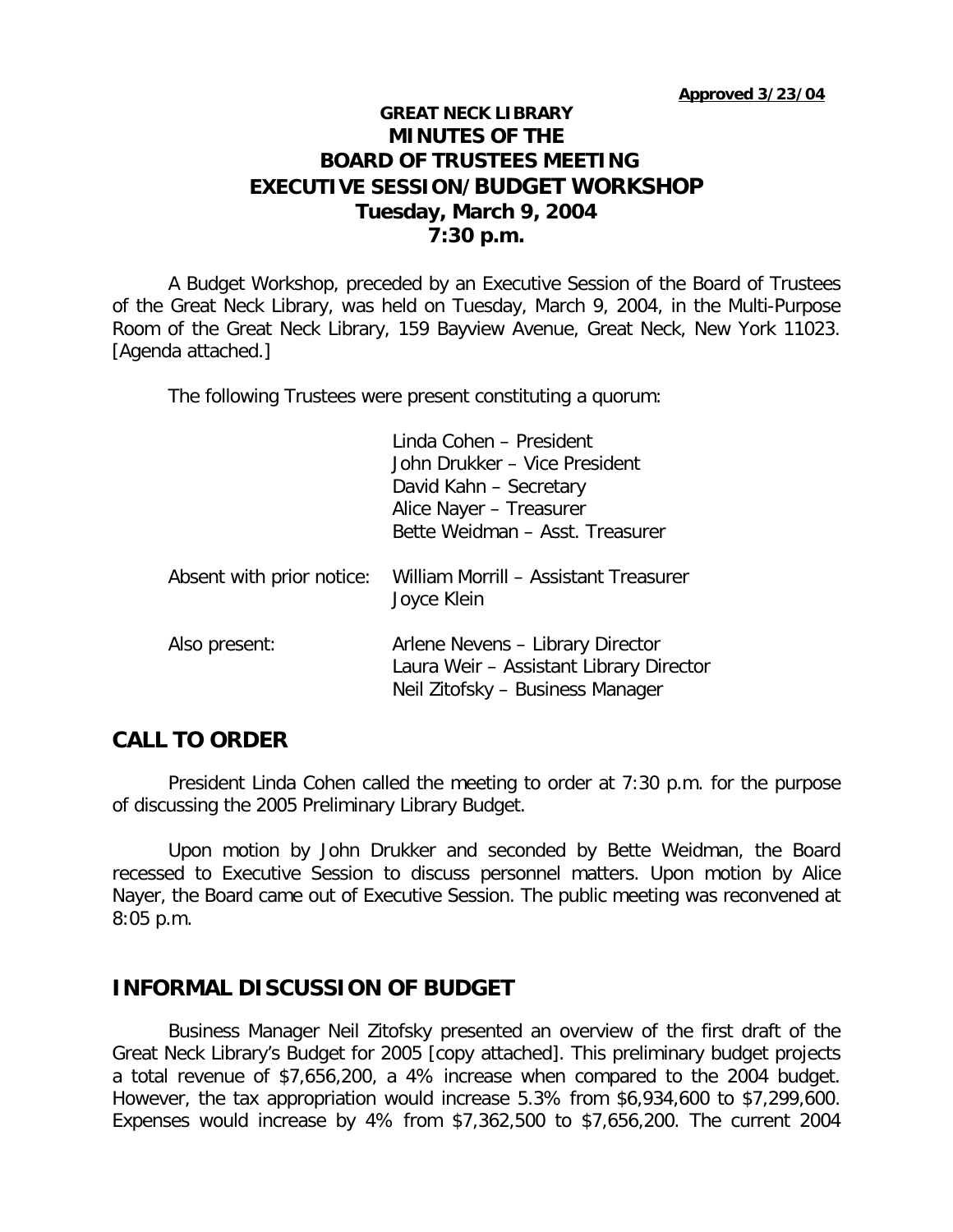**Approved 3/23/04**

# GREAT NECK LIBRARY
## MINUTES OF THE BOARD OF TRUSTEES MEETING EXECUTIVE SESSION/BUDGET WORKSHOP
### Tuesday, March 9, 2004
### 7:30 p.m.

A Budget Workshop, preceded by an Executive Session of the Board of Trustees of the Great Neck Library, was held on Tuesday, March 9, 2004, in the Multi-Purpose Room of the Great Neck Library, 159 Bayview Avenue, Great Neck, New York 11023. [Agenda attached.]

The following Trustees were present constituting a quorum:

Linda Cohen – President
John Drukker – Vice President
David Kahn – Secretary
Alice Nayer – Treasurer
Bette Weidman – Asst. Treasurer

Absent with prior notice: William Morrill – Assistant Treasurer
Joyce Klein

Also present: Arlene Nevens – Library Director
Laura Weir – Assistant Library Director
Neil Zitofsky – Business Manager

## CALL TO ORDER

President Linda Cohen called the meeting to order at 7:30 p.m. for the purpose of discussing the 2005 Preliminary Library Budget.

Upon motion by John Drukker and seconded by Bette Weidman, the Board recessed to Executive Session to discuss personnel matters. Upon motion by Alice Nayer, the Board came out of Executive Session. The public meeting was reconvened at 8:05 p.m.

## INFORMAL DISCUSSION OF BUDGET

Business Manager Neil Zitofsky presented an overview of the first draft of the Great Neck Library's Budget for 2005 [copy attached]. This preliminary budget projects a total revenue of $7,656,200, a 4% increase when compared to the 2004 budget. However, the tax appropriation would increase 5.3% from $6,934,600 to $7,299,600. Expenses would increase by 4% from $7,362,500 to $7,656,200. The current 2004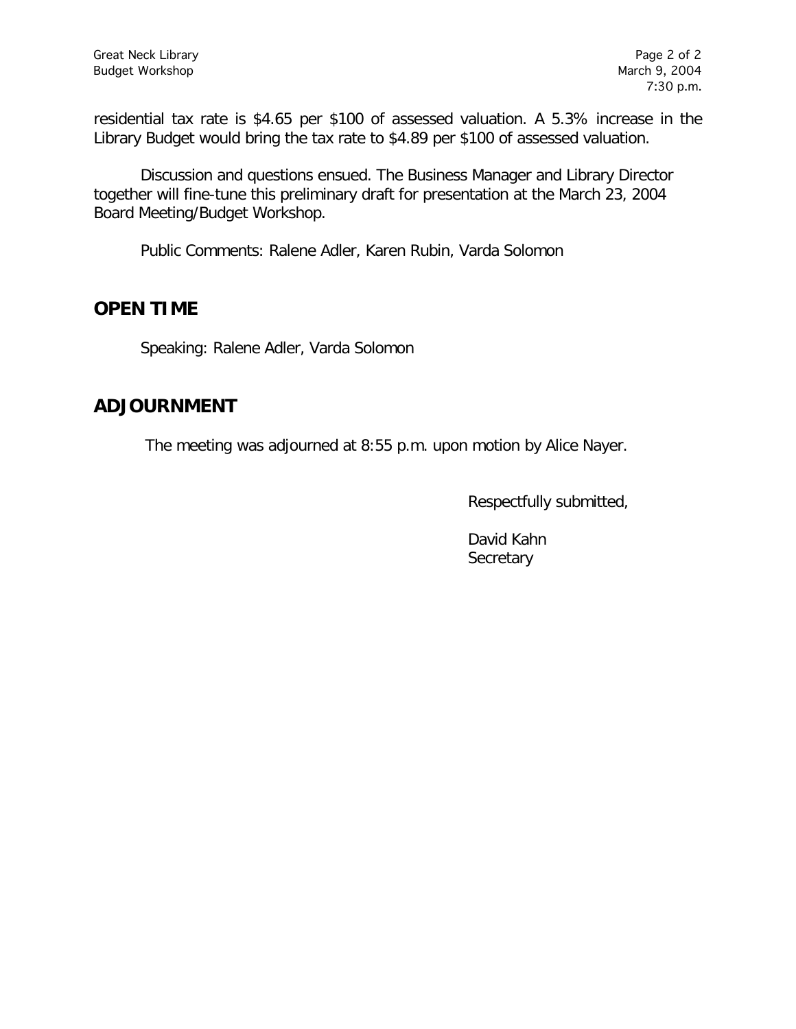residential tax rate is \$4.65 per \$100 of assessed valuation. A 5.3% increase in the Library Budget would bring the tax rate to \$4.89 per \$100 of assessed valuation.

Discussion and questions ensued. The Business Manager and Library Director together will fine-tune this preliminary draft for presentation at the March 23, 2004 Board Meeting/Budget Workshop.

Public Comments: Ralene Adler, Karen Rubin, Varda Solomon

## OPEN TIME

Speaking: Ralene Adler, Varda Solomon

## ADJOURNMENT

The meeting was adjourned at 8:55 p.m. upon motion by Alice Nayer.

Respectfully submitted,

David Kahn
Secretary